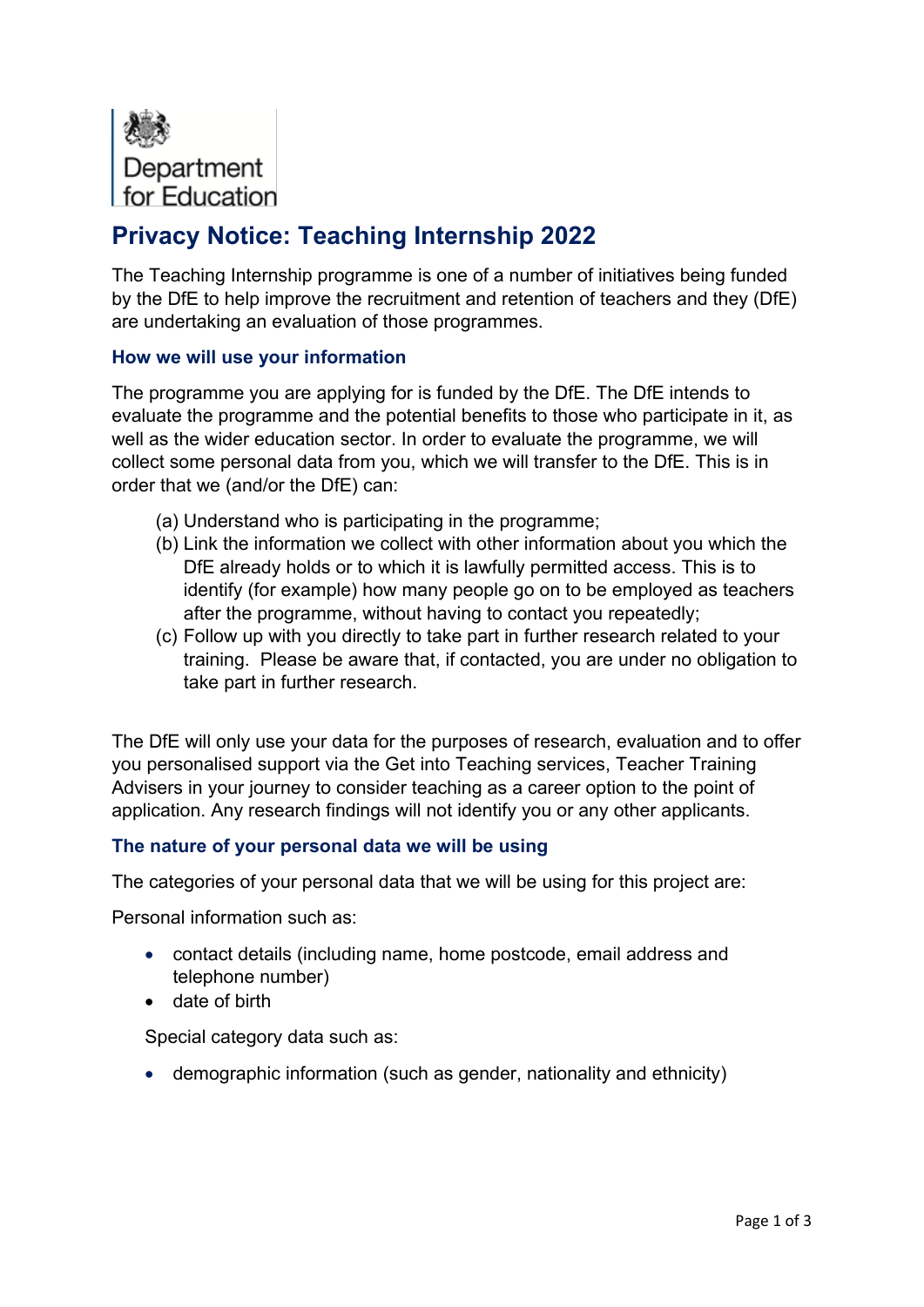Department for Education

# Privacy Notice: Teaching Internship 2022

The Teaching Internship programme is one of a number of initiatives being funded by the DfE to help improve the recruitment and retention of teachers and they (DfE) are undertaking an evaluation of those programmes.

## How we will use your information

The programme you are applying for is funded by the DfE. The DfE intends to evaluate the programme and the potential benefits to those who participate in it, as well as the wider education sector. In order to evaluate the programme, we will collect some personal data from you, which we will transfer to the DfE. This is in order that we (and/or the DfE) can:

(a) Understand who is participating in the programme;
(b) Link the information we collect with other information about you which the DfE already holds or to which it is lawfully permitted access. This is to identify (for example) how many people go on to be employed as teachers after the programme, without having to contact you repeatedly;
(c) Follow up with you directly to take part in further research related to your training. Please be aware that, if contacted, you are under no obligation to take part in further research.

The DfE will only use your data for the purposes of research, evaluation and to offer you personalised support via the Get into Teaching services, Teacher Training Advisers in your journey to consider teaching as a career option to the point of application. Any research findings will not identify you or any other applicants.

## The nature of your personal data we will be using

The categories of your personal data that we will be using for this project are:

Personal information such as:

- contact details (including name, home postcode, email address and telephone number)
- date of birth

Special category data such as:

- demographic information (such as gender, nationality and ethnicity)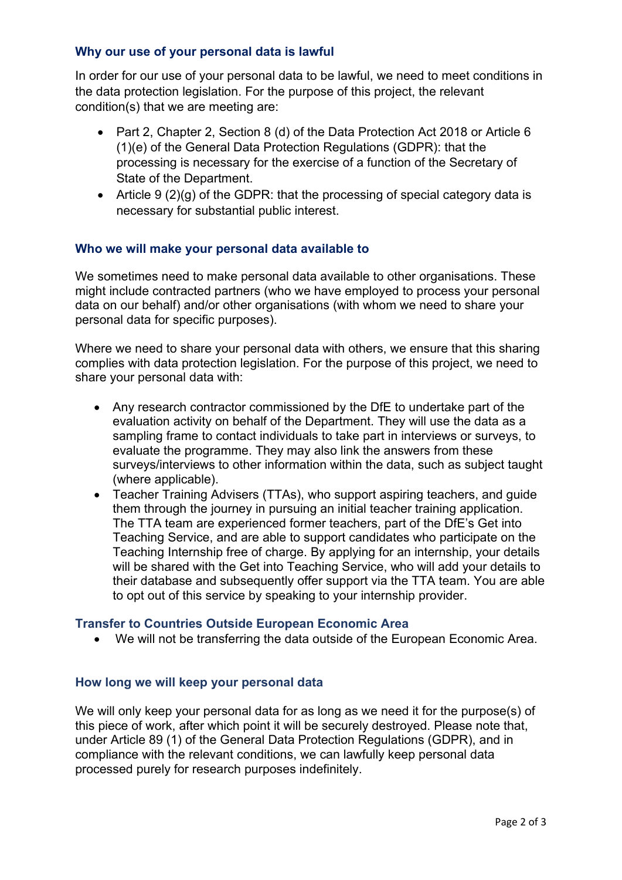### Why our use of your personal data is lawful

In order for our use of your personal data to be lawful, we need to meet conditions in the data protection legislation. For the purpose of this project, the relevant condition(s) that we are meeting are:

- Part 2, Chapter 2, Section 8 (d) of the Data Protection Act 2018 or Article 6 (1)(e) of the General Data Protection Regulations (GDPR): that the processing is necessary for the exercise of a function of the Secretary of State of the Department.
- Article 9 (2)(g) of the GDPR: that the processing of special category data is necessary for substantial public interest.

### Who we will make your personal data available to

We sometimes need to make personal data available to other organisations. These might include contracted partners (who we have employed to process your personal data on our behalf) and/or other organisations (with whom we need to share your personal data for specific purposes).

Where we need to share your personal data with others, we ensure that this sharing complies with data protection legislation. For the purpose of this project, we need to share your personal data with:

- Any research contractor commissioned by the DfE to undertake part of the evaluation activity on behalf of the Department. They will use the data as a sampling frame to contact individuals to take part in interviews or surveys, to evaluate the programme. They may also link the answers from these surveys/interviews to other information within the data, such as subject taught (where applicable).
- Teacher Training Advisers (TTAs), who support aspiring teachers, and guide them through the journey in pursuing an initial teacher training application. The TTA team are experienced former teachers, part of the DfE's Get into Teaching Service, and are able to support candidates who participate on the Teaching Internship free of charge. By applying for an internship, your details will be shared with the Get into Teaching Service, who will add your details to their database and subsequently offer support via the TTA team. You are able to opt out of this service by speaking to your internship provider.

### Transfer to Countries Outside European Economic Area

- We will not be transferring the data outside of the European Economic Area.

### How long we will keep your personal data

We will only keep your personal data for as long as we need it for the purpose(s) of this piece of work, after which point it will be securely destroyed. Please note that, under Article 89 (1) of the General Data Protection Regulations (GDPR), and in compliance with the relevant conditions, we can lawfully keep personal data processed purely for research purposes indefinitely.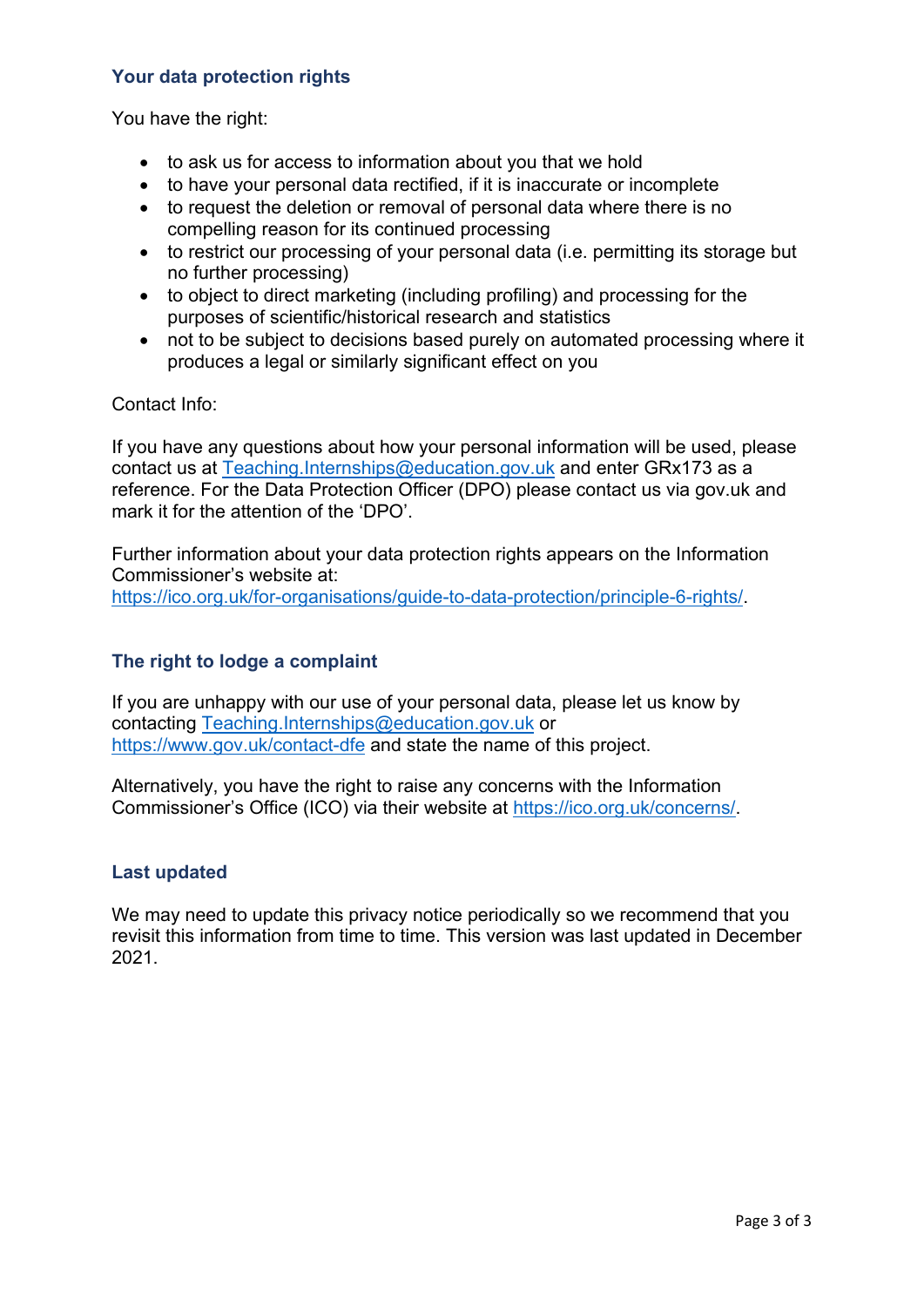## Your data protection rights

You have the right:

- to ask us for access to information about you that we hold
- to have your personal data rectified, if it is inaccurate or incomplete
- to request the deletion or removal of personal data where there is no compelling reason for its continued processing
- to restrict our processing of your personal data (i.e. permitting its storage but no further processing)
- to object to direct marketing (including profiling) and processing for the purposes of scientific/historical research and statistics
- not to be subject to decisions based purely on automated processing where it produces a legal or similarly significant effect on you

Contact Info:

If you have any questions about how your personal information will be used, please contact us at Teaching.Internships@education.gov.uk and enter GRx173 as a reference. For the Data Protection Officer (DPO) please contact us via gov.uk and mark it for the attention of the 'DPO'.

Further information about your data protection rights appears on the Information Commissioner's website at: https://ico.org.uk/for-organisations/guide-to-data-protection/principle-6-rights/.

## The right to lodge a complaint

If you are unhappy with our use of your personal data, please let us know by contacting Teaching.Internships@education.gov.uk or https://www.gov.uk/contact-dfe and state the name of this project.

Alternatively, you have the right to raise any concerns with the Information Commissioner's Office (ICO) via their website at https://ico.org.uk/concerns/.

## Last updated

We may need to update this privacy notice periodically so we recommend that you revisit this information from time to time. This version was last updated in December 2021.